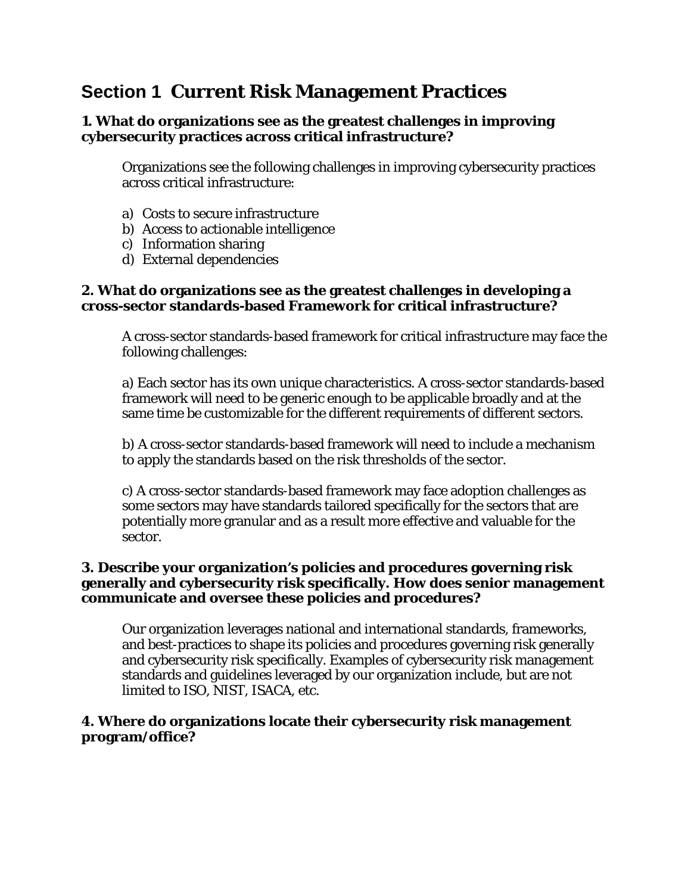# Section 1 Current Risk Management Practices

### 1. What do organizations see as the greatest challenges in improving cybersecurity practices across critical infrastructure?

Organizations see the following challenges in improving cybersecurity practices across critical infrastructure:

a) Costs to secure infrastructure
b) Access to actionable intelligence
c) Information sharing
d) External dependencies

### 2. What do organizations see as the greatest challenges in developing a cross-sector standards-based Framework for critical infrastructure?

A cross-sector standards-based framework for critical infrastructure may face the following challenges:

a) Each sector has its own unique characteristics. A cross-sector standards-based framework will need to be generic enough to be applicable broadly and at the same time be customizable for the different requirements of different sectors.

b) A cross-sector standards-based framework will need to include a mechanism to apply the standards based on the risk thresholds of the sector.

c) A cross-sector standards-based framework may face adoption challenges as some sectors may have standards tailored specifically for the sectors that are potentially more granular and as a result more effective and valuable for the sector.

### 3. Describe your organization's policies and procedures governing risk generally and cybersecurity risk specifically. How does senior management communicate and oversee these policies and procedures?

Our organization leverages national and international standards, frameworks, and best-practices to shape its policies and procedures governing risk generally and cybersecurity risk specifically. Examples of cybersecurity risk management standards and guidelines leveraged by our organization include, but are not limited to ISO, NIST, ISACA, etc.

### 4. Where do organizations locate their cybersecurity risk management program/office?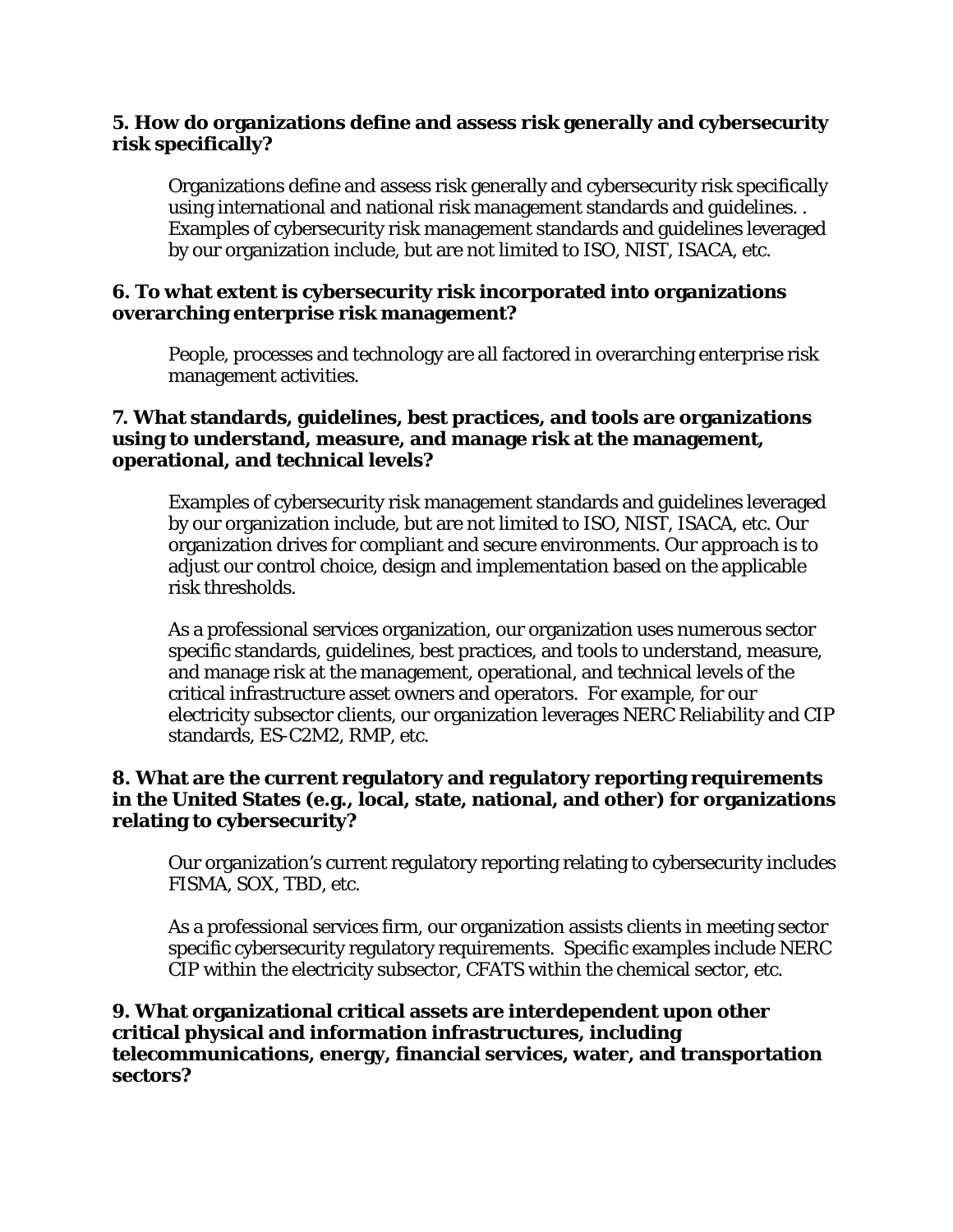**5. How do organizations define and assess risk generally and cybersecurity risk specifically?**

Organizations define and assess risk generally and cybersecurity risk specifically using international and national risk management standards and guidelines. . Examples of cybersecurity risk management standards and guidelines leveraged by our organization include, but are not limited to ISO, NIST, ISACA, etc.

**6. To what extent is cybersecurity risk incorporated into organizations overarching enterprise risk management?**

People, processes and technology are all factored in overarching enterprise risk management activities.

**7. What standards, guidelines, best practices, and tools are organizations using to understand, measure, and manage risk at the management, operational, and technical levels?**

Examples of cybersecurity risk management standards and guidelines leveraged by our organization include, but are not limited to ISO, NIST, ISACA, etc. Our organization drives for compliant and secure environments. Our approach is to adjust our control choice, design and implementation based on the applicable risk thresholds.

As a professional services organization, our organization uses numerous sector specific standards, guidelines, best practices, and tools to understand, measure, and manage risk at the management, operational, and technical levels of the critical infrastructure asset owners and operators. For example, for our electricity subsector clients, our organization leverages NERC Reliability and CIP standards, ES-C2M2, RMP, etc.

**8. What are the current regulatory and regulatory reporting requirements in the United States (e.g., local, state, national, and other) for organizations relating to cybersecurity?**

Our organization's current regulatory reporting relating to cybersecurity includes FISMA, SOX, TBD, etc.

As a professional services firm, our organization assists clients in meeting sector specific cybersecurity regulatory requirements. Specific examples include NERC CIP within the electricity subsector, CFATS within the chemical sector, etc.

**9. What organizational critical assets are interdependent upon other critical physical and information infrastructures, including telecommunications, energy, financial services, water, and transportation sectors?**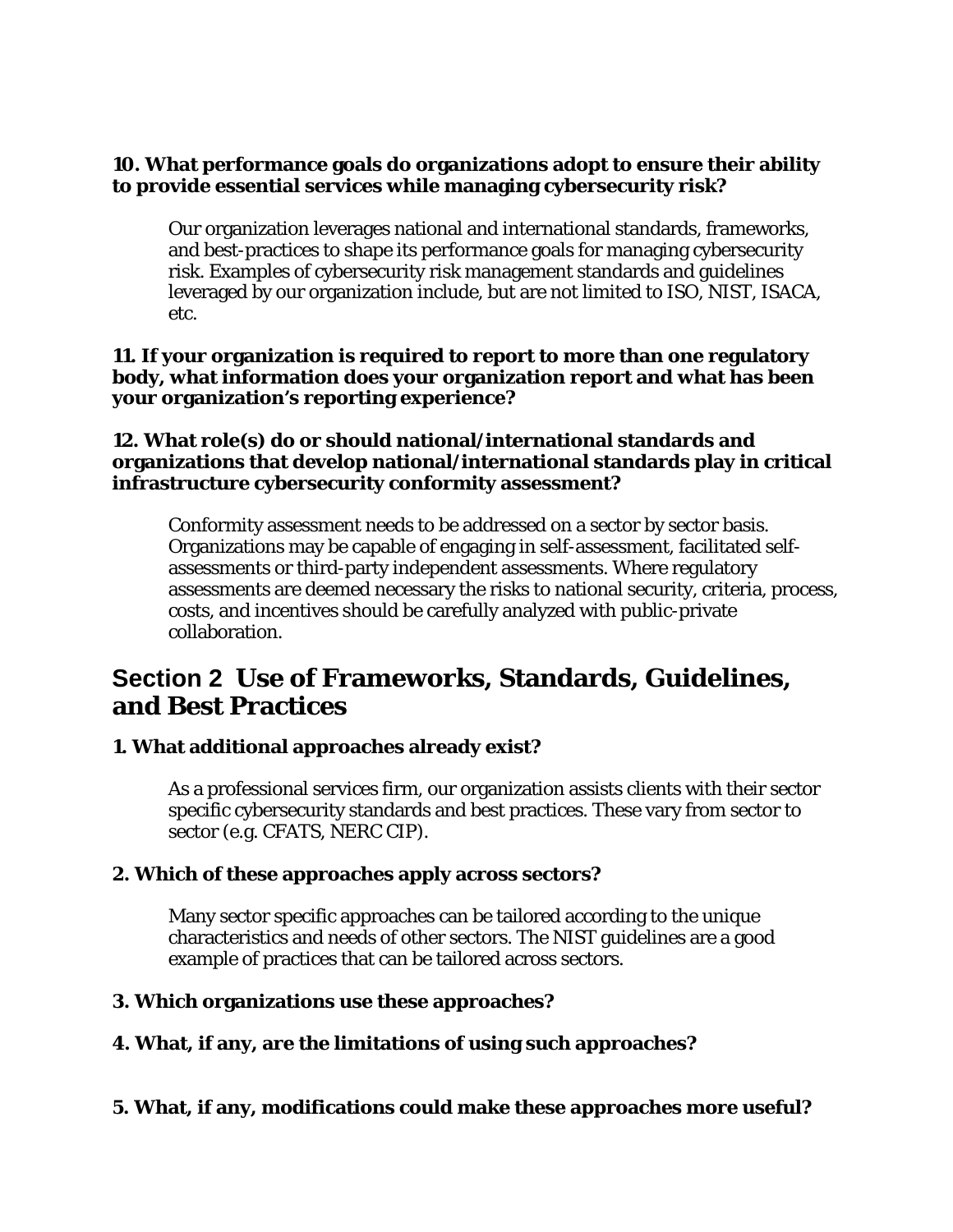**10. What performance goals do organizations adopt to ensure their ability to provide essential services while managing cybersecurity risk?**

Our organization leverages national and international standards, frameworks, and best-practices to shape its performance goals for managing cybersecurity risk. Examples of cybersecurity risk management standards and guidelines leveraged by our organization include, but are not limited to ISO, NIST, ISACA, etc.

**11. If your organization is required to report to more than one regulatory body, what information does your organization report and what has been your organization's reporting experience?**

**12. What role(s) do or should national/international standards and organizations that develop national/international standards play in critical infrastructure cybersecurity conformity assessment?**

Conformity assessment needs to be addressed on a sector by sector basis. Organizations may be capable of engaging in self-assessment, facilitated self-assessments or third-party independent assessments. Where regulatory assessments are deemed necessary the risks to national security, criteria, process, costs, and incentives should be carefully analyzed with public-private collaboration.

## Section 2 Use of Frameworks, Standards, Guidelines, and Best Practices

**1. What additional approaches already exist?**

As a professional services firm, our organization assists clients with their sector specific cybersecurity standards and best practices. These vary from sector to sector (e.g. CFATS, NERC CIP).

**2. Which of these approaches apply across sectors?**

Many sector specific approaches can be tailored according to the unique characteristics and needs of other sectors. The NIST guidelines are a good example of practices that can be tailored across sectors.

**3. Which organizations use these approaches?**

**4. What, if any, are the limitations of using such approaches?**

**5. What, if any, modifications could make these approaches more useful?**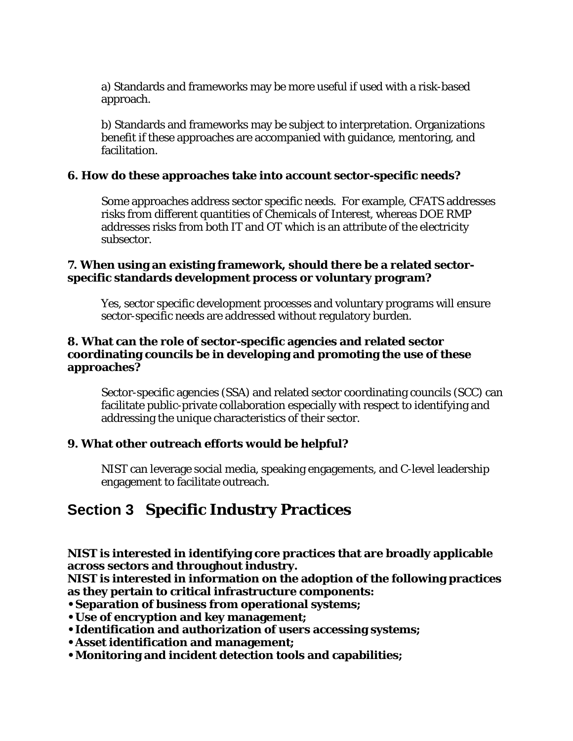a) Standards and frameworks may be more useful if used with a risk-based approach.

b) Standards and frameworks may be subject to interpretation. Organizations benefit if these approaches are accompanied with guidance, mentoring, and facilitation.

**6. How do these approaches take into account sector-specific needs?**

Some approaches address sector specific needs. For example, CFATS addresses risks from different quantities of Chemicals of Interest, whereas DOE RMP addresses risks from both IT and OT which is an attribute of the electricity subsector.

**7. When using an existing framework, should there be a related sector-specific standards development process or voluntary program?**

Yes, sector specific development processes and voluntary programs will ensure sector-specific needs are addressed without regulatory burden.

**8. What can the role of sector-specific agencies and related sector coordinating councils be in developing and promoting the use of these approaches?**

Sector-specific agencies (SSA) and related sector coordinating councils (SCC) can facilitate public-private collaboration especially with respect to identifying and addressing the unique characteristics of their sector.

**9. What other outreach efforts would be helpful?**

NIST can leverage social media, speaking engagements, and C-level leadership engagement to facilitate outreach.

## Section 3 Specific Industry Practices

**NIST is interested in identifying core practices that are broadly applicable across sectors and throughout industry.**
**NIST is interested in information on the adoption of the following practices as they pertain to critical infrastructure components:**

- **Separation of business from operational systems;**
- **Use of encryption and key management;**
- **Identification and authorization of users accessing systems;**
- **Asset identification and management;**
- **Monitoring and incident detection tools and capabilities;**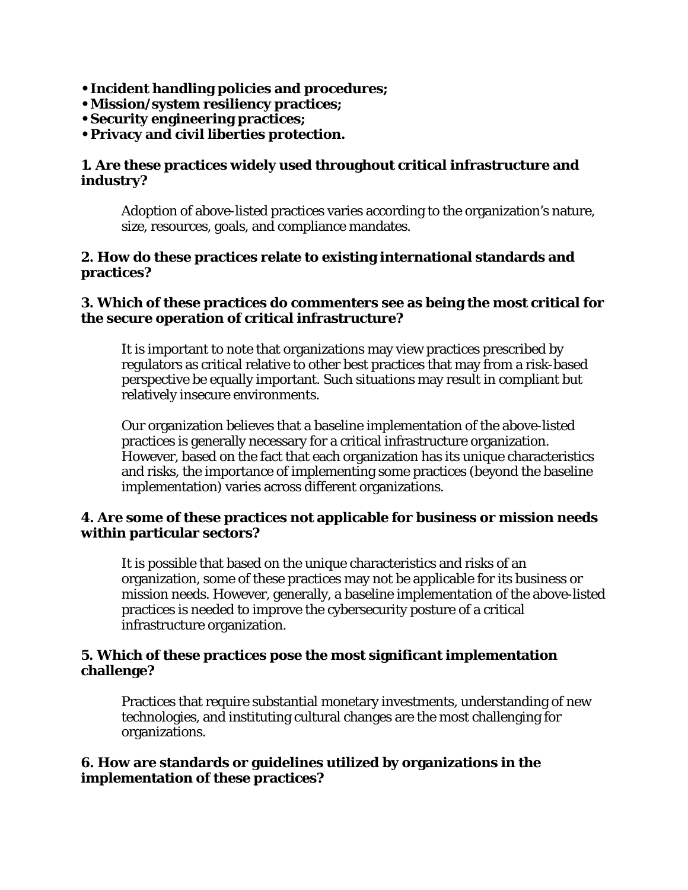- **Incident handling policies and procedures;**
- **Mission/system resiliency practices;**
- **Security engineering practices;**
- **Privacy and civil liberties protection.**

**1. Are these practices widely used throughout critical infrastructure and industry?**

> Adoption of above-listed practices varies according to the organization's nature, size, resources, goals, and compliance mandates.

**2. How do these practices relate to existing international standards and practices?**

**3. Which of these practices do commenters see as being the most critical for the secure operation of critical infrastructure?**

> It is important to note that organizations may view practices prescribed by regulators as critical relative to other best practices that may from a risk-based perspective be equally important. Such situations may result in compliant but relatively insecure environments.
>
> Our organization believes that a baseline implementation of the above-listed practices is generally necessary for a critical infrastructure organization. However, based on the fact that each organization has its unique characteristics and risks, the importance of implementing some practices (beyond the baseline implementation) varies across different organizations.

**4. Are some of these practices not applicable for business or mission needs within particular sectors?**

> It is possible that based on the unique characteristics and risks of an organization, some of these practices may not be applicable for its business or mission needs. However, generally, a baseline implementation of the above-listed practices is needed to improve the cybersecurity posture of a critical infrastructure organization.

**5. Which of these practices pose the most significant implementation challenge?**

> Practices that require substantial monetary investments, understanding of new technologies, and instituting cultural changes are the most challenging for organizations.

**6. How are standards or guidelines utilized by organizations in the implementation of these practices?**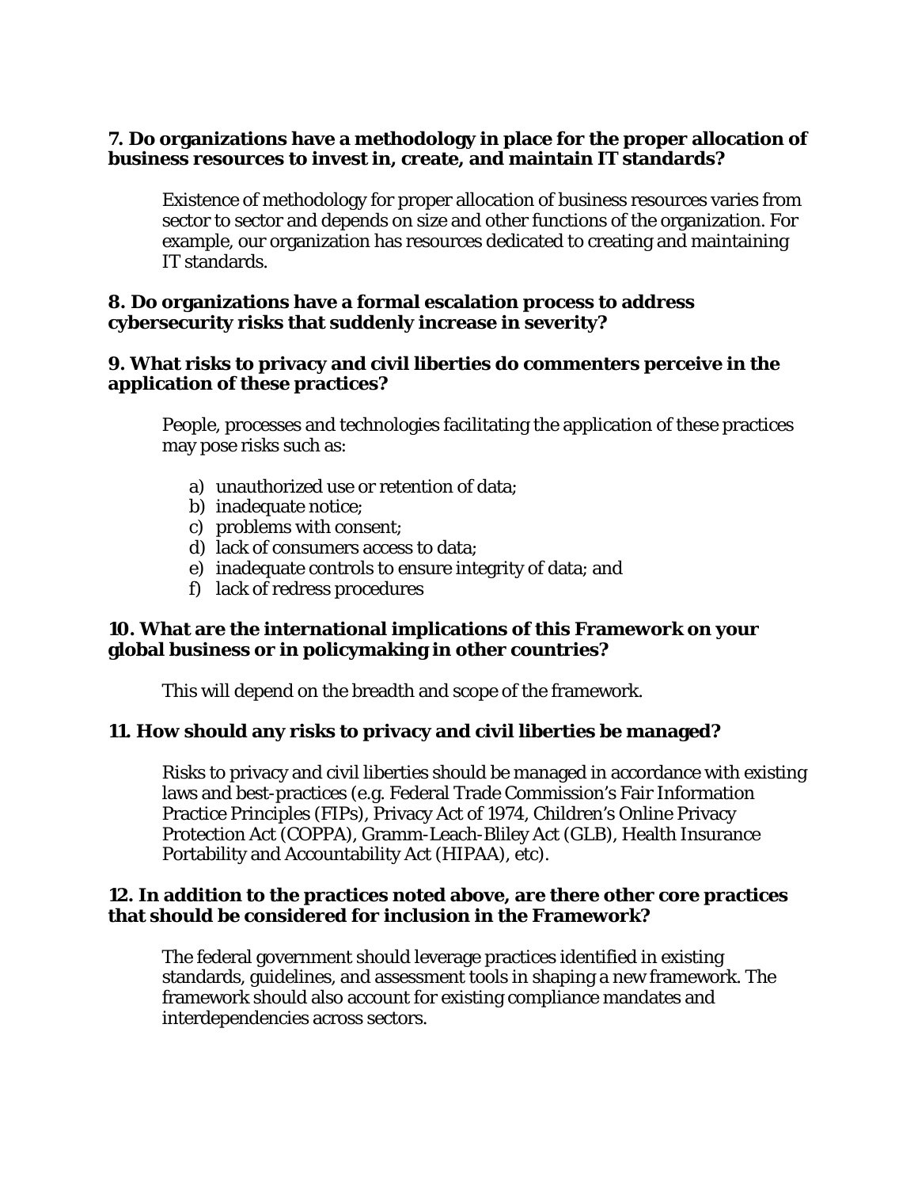**7. Do organizations have a methodology in place for the proper allocation of business resources to invest in, create, and maintain IT standards?**

Existence of methodology for proper allocation of business resources varies from sector to sector and depends on size and other functions of the organization. For example, our organization has resources dedicated to creating and maintaining IT standards.

**8. Do organizations have a formal escalation process to address cybersecurity risks that suddenly increase in severity?**

**9. What risks to privacy and civil liberties do commenters perceive in the application of these practices?**

People, processes and technologies facilitating the application of these practices may pose risks such as:

a) unauthorized use or retention of data;
b) inadequate notice;
c) problems with consent;
d) lack of consumers access to data;
e) inadequate controls to ensure integrity of data; and
f) lack of redress procedures

**10. What are the international implications of this Framework on your global business or in policymaking in other countries?**

This will depend on the breadth and scope of the framework.

**11. How should any risks to privacy and civil liberties be managed?**

Risks to privacy and civil liberties should be managed in accordance with existing laws and best-practices (e.g. Federal Trade Commission's Fair Information Practice Principles (FIPs), Privacy Act of 1974, Children's Online Privacy Protection Act (COPPA), Gramm-Leach-Bliley Act (GLB), Health Insurance Portability and Accountability Act (HIPAA), etc).

**12. In addition to the practices noted above, are there other core practices that should be considered for inclusion in the Framework?**

The federal government should leverage practices identified in existing standards, guidelines, and assessment tools in shaping a new framework. The framework should also account for existing compliance mandates and interdependencies across sectors.